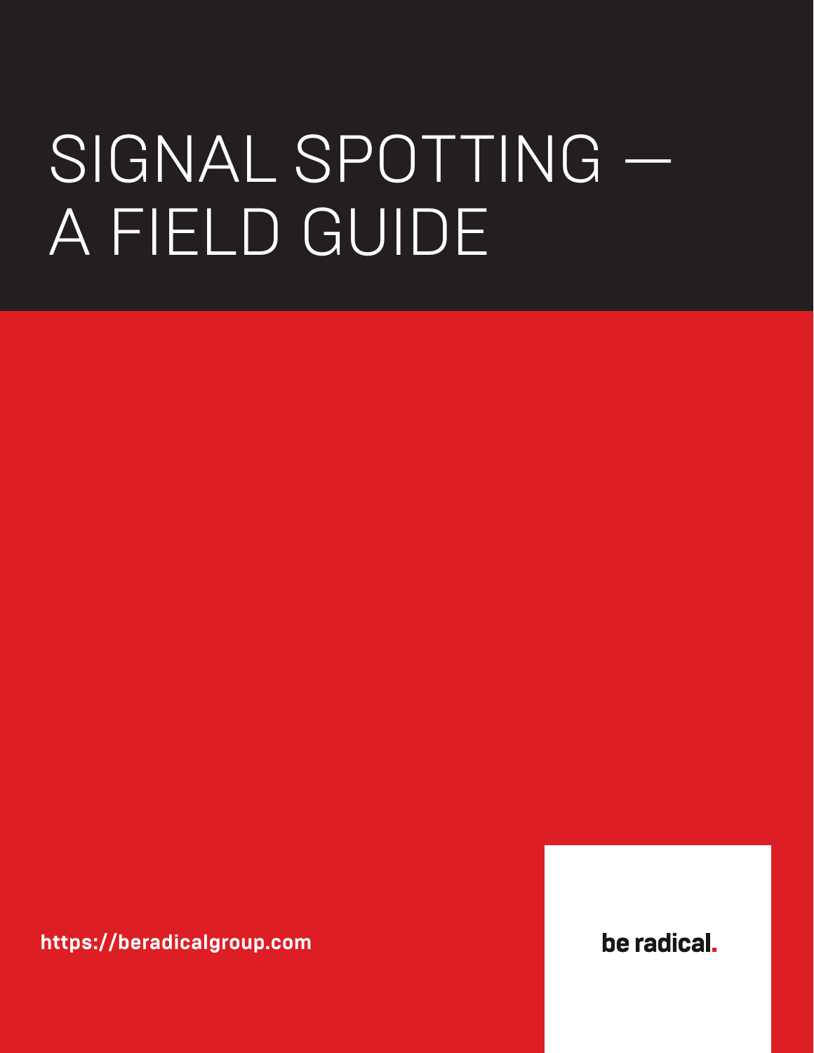# SIGNAL SPOTTING — A FIELD GUIDE

https://beradicalgroup.com

be radical.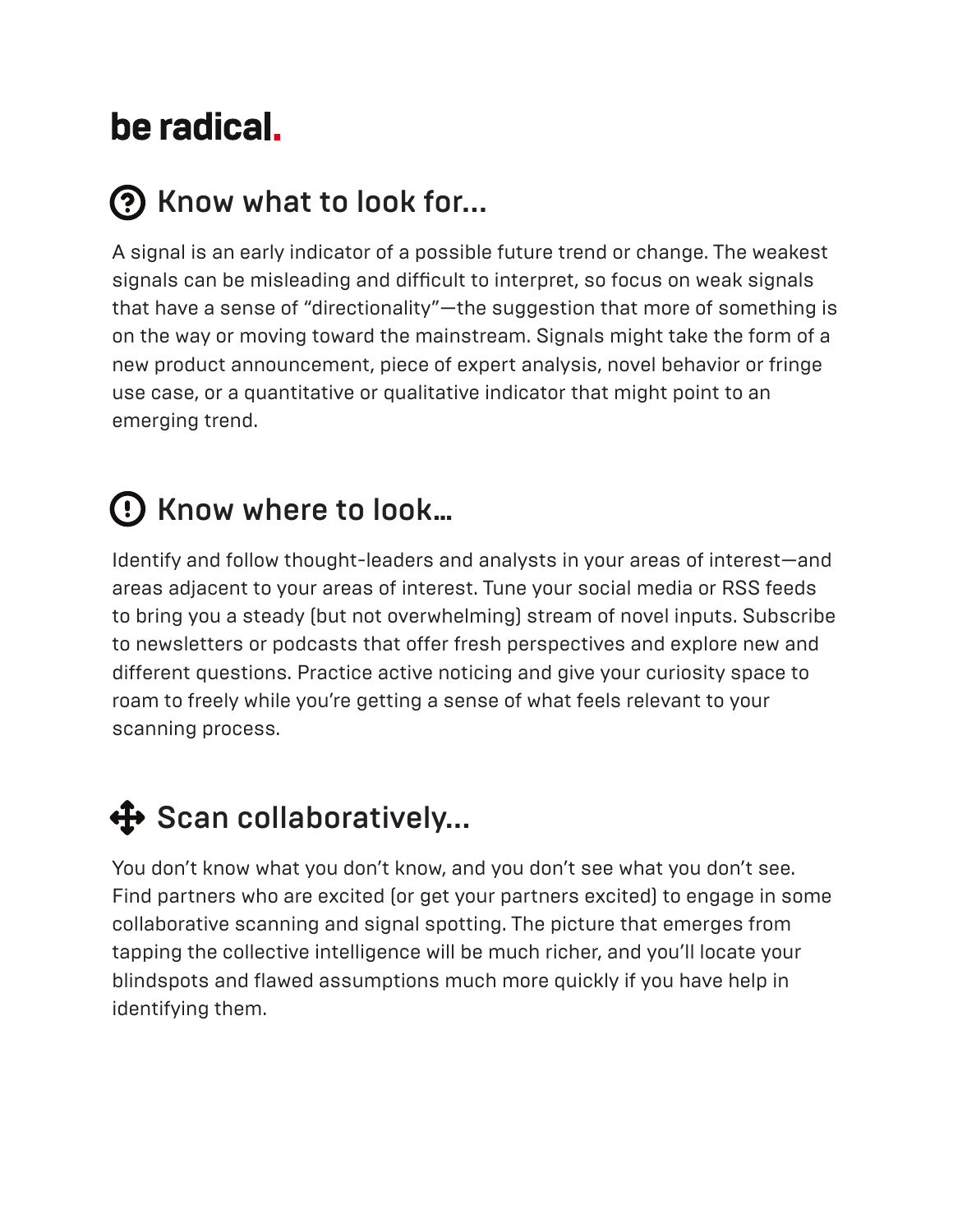# be radical.

## Know what to look for...

A signal is an early indicator of a possible future trend or change. The weakest signals can be misleading and difficult to interpret, so focus on weak signals that have a sense of "directionality"—the suggestion that more of something is on the way or moving toward the mainstream. Signals might take the form of a new product announcement, piece of expert analysis, novel behavior or fringe use case, or a quantitative or qualitative indicator that might point to an emerging trend.

## Know where to look...

Identify and follow thought-leaders and analysts in your areas of interest—and areas adjacent to your areas of interest. Tune your social media or RSS feeds to bring you a steady (but not overwhelming) stream of novel inputs. Subscribe to newsletters or podcasts that offer fresh perspectives and explore new and different questions. Practice active noticing and give your curiosity space to roam to freely while you're getting a sense of what feels relevant to your scanning process.

## Scan collaboratively...

You don't know what you don't know, and you don't see what you don't see. Find partners who are excited (or get your partners excited) to engage in some collaborative scanning and signal spotting. The picture that emerges from tapping the collective intelligence will be much richer, and you'll locate your blindspots and flawed assumptions much more quickly if you have help in identifying them.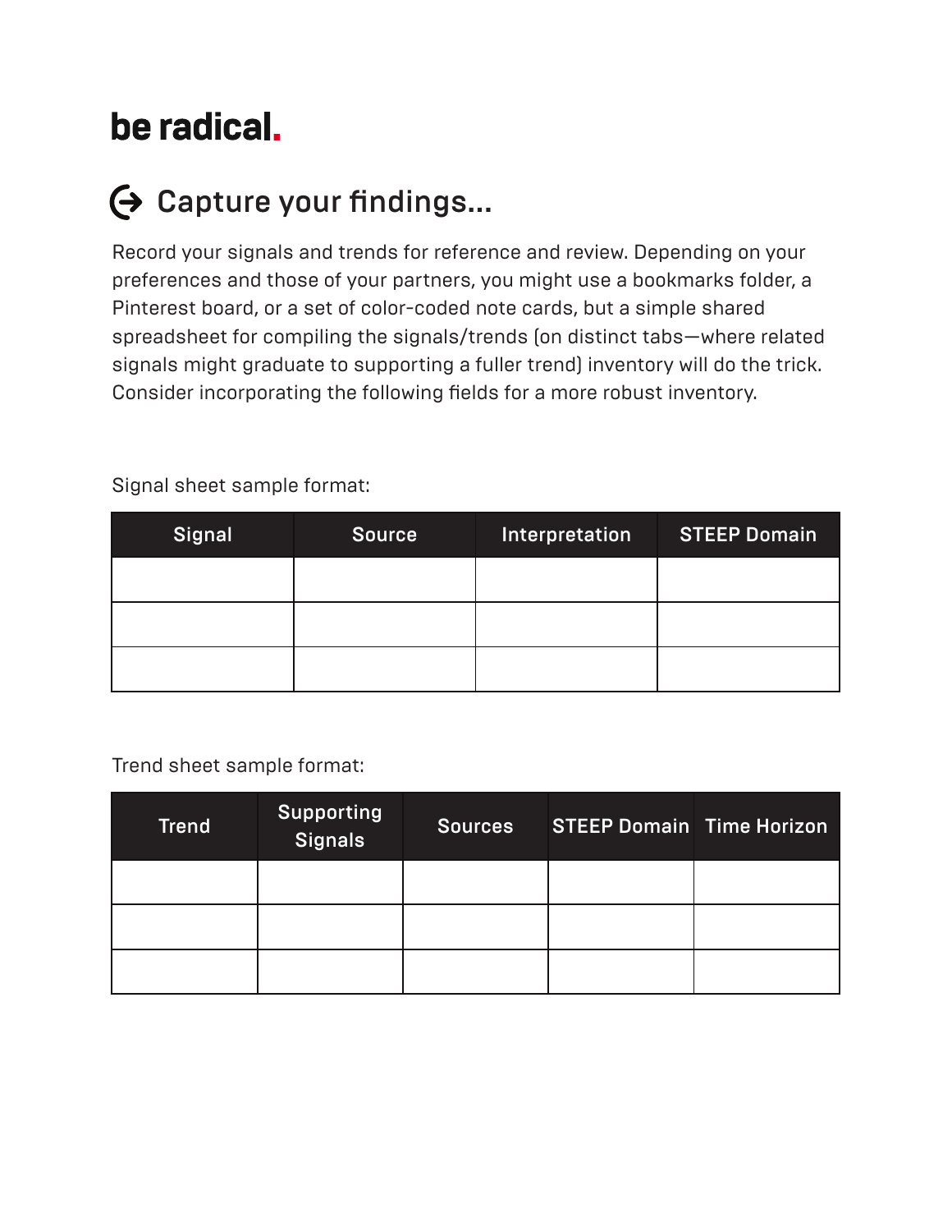**be radical.**

## Capture your findings...

Record your signals and trends for reference and review. Depending on your preferences and those of your partners, you might use a bookmarks folder, a Pinterest board, or a set of color-coded note cards, but a simple shared spreadsheet for compiling the signals/trends (on distinct tabs—where related signals might graduate to supporting a fuller trend) inventory will do the trick. Consider incorporating the following fields for a more robust inventory.

Signal sheet sample format:

| Signal | Source | Interpretation | STEEP Domain |
|---|---|---|---|
| | | | |
| | | | |
| | | | |

Trend sheet sample format:

| Trend | Supporting Signals | Sources | STEEP Domain | Time Horizon |
|---|---|---|---|---|
| | | | | |
| | | | | |
| | | | | |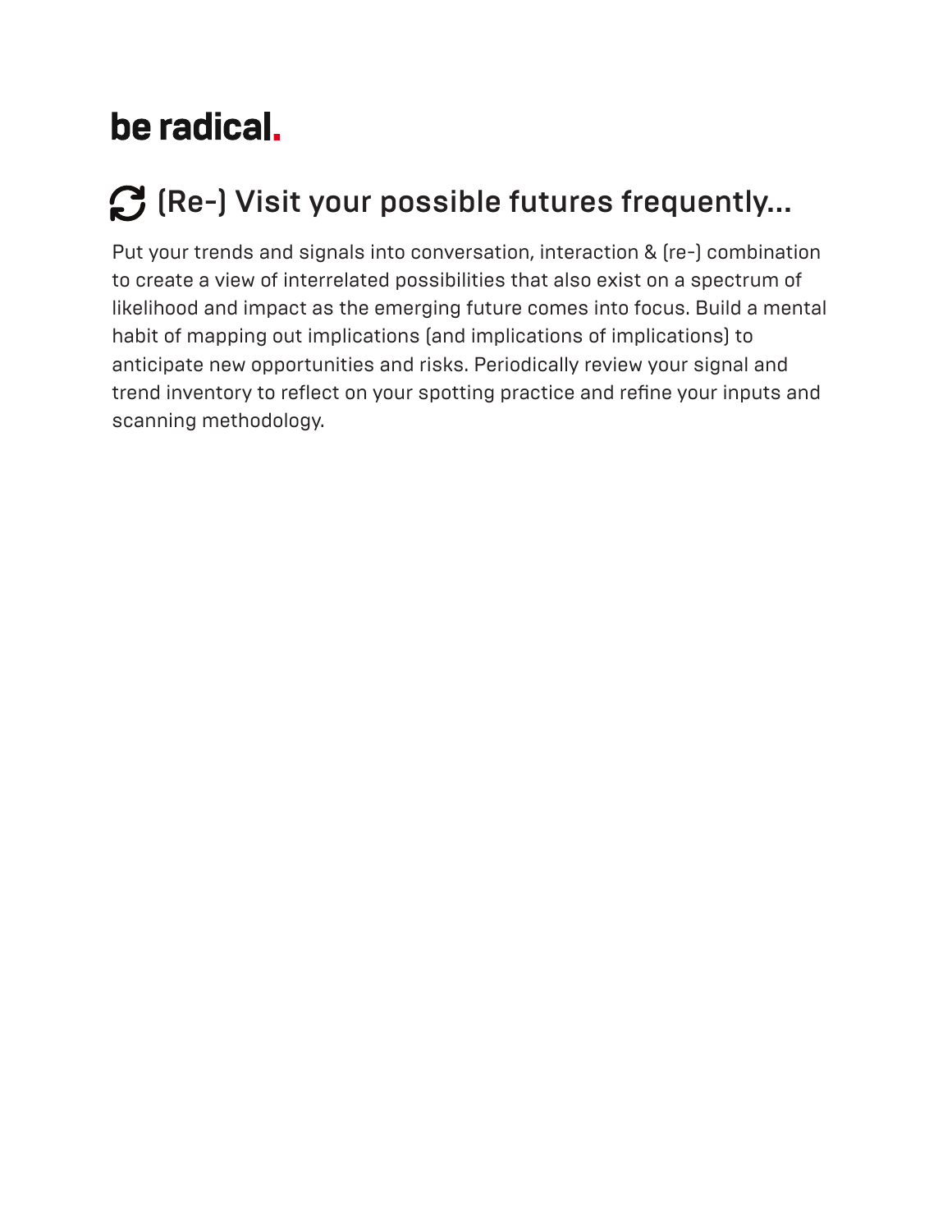# be radical.

## (Re-) Visit your possible futures frequently...

Put your trends and signals into conversation, interaction & (re-) combination to create a view of interrelated possibilities that also exist on a spectrum of likelihood and impact as the emerging future comes into focus. Build a mental habit of mapping out implications (and implications of implications) to anticipate new opportunities and risks. Periodically review your signal and trend inventory to reflect on your spotting practice and refine your inputs and scanning methodology.